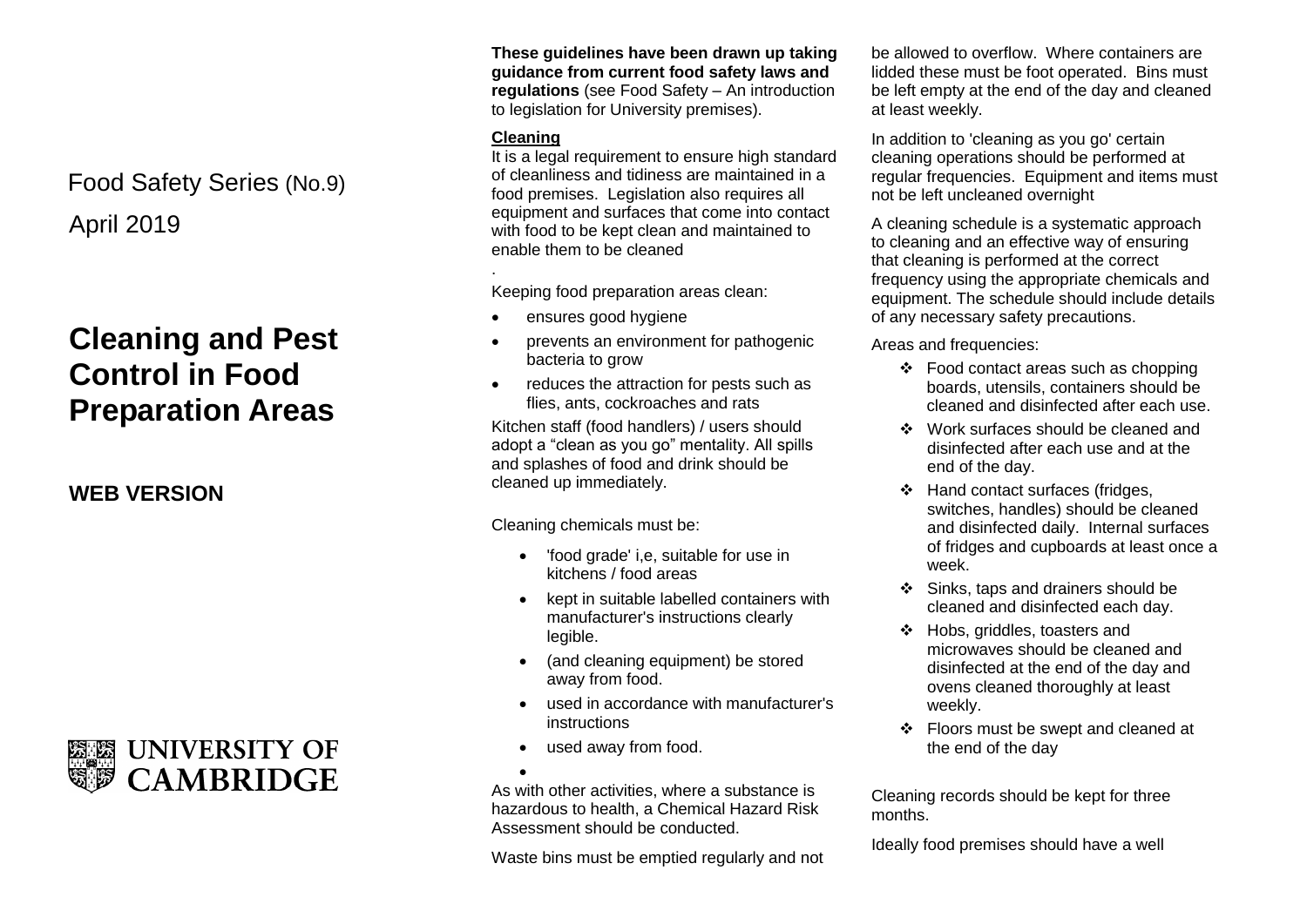Food Safety Series (No.9)

April 2019

# Cleaning and Pest Control in Food Preparation Areas

**WEB VERSION**

UNIVERSITY OF CAMBRIDGE

**These guidelines have been drawn up taking guidance from current food safety laws and regulations** (see Food Safety – An introduction to legislation for University premises).

## Cleaning

It is a legal requirement to ensure high standard of cleanliness and tidiness are maintained in a food premises. Legislation also requires all equipment and surfaces that come into contact with food to be kept clean and maintained to enable them to be cleaned

.

Keeping food preparation areas clean:

- ensures good hygiene
- prevents an environment for pathogenic bacteria to grow
- reduces the attraction for pests such as flies, ants, cockroaches and rats

Kitchen staff (food handlers) / users should adopt a "clean as you go" mentality. All spills and splashes of food and drink should be cleaned up immediately.

Cleaning chemicals must be:

- 'food grade' i,e, suitable for use in kitchens / food areas
- kept in suitable labelled containers with manufacturer's instructions clearly legible.
- (and cleaning equipment) be stored away from food.
- used in accordance with manufacturer's instructions
- used away from food.

As with other activities, where a substance is hazardous to health, a Chemical Hazard Risk Assessment should be conducted.

Waste bins must be emptied regularly and not be allowed to overflow. Where containers are lidded these must be foot operated. Bins must be left empty at the end of the day and cleaned at least weekly.

In addition to 'cleaning as you go' certain cleaning operations should be performed at regular frequencies. Equipment and items must not be left uncleaned overnight

A cleaning schedule is a systematic approach to cleaning and an effective way of ensuring that cleaning is performed at the correct frequency using the appropriate chemicals and equipment. The schedule should include details of any necessary safety precautions.

Areas and frequencies:

- Food contact areas such as chopping boards, utensils, containers should be cleaned and disinfected after each use.
- Work surfaces should be cleaned and disinfected after each use and at the end of the day.
- Hand contact surfaces (fridges, switches, handles) should be cleaned and disinfected daily. Internal surfaces of fridges and cupboards at least once a week.
- Sinks, taps and drainers should be cleaned and disinfected each day.
- Hobs, griddles, toasters and microwaves should be cleaned and disinfected at the end of the day and ovens cleaned thoroughly at least weekly.
- Floors must be swept and cleaned at the end of the day

Cleaning records should be kept for three months.

Ideally food premises should have a well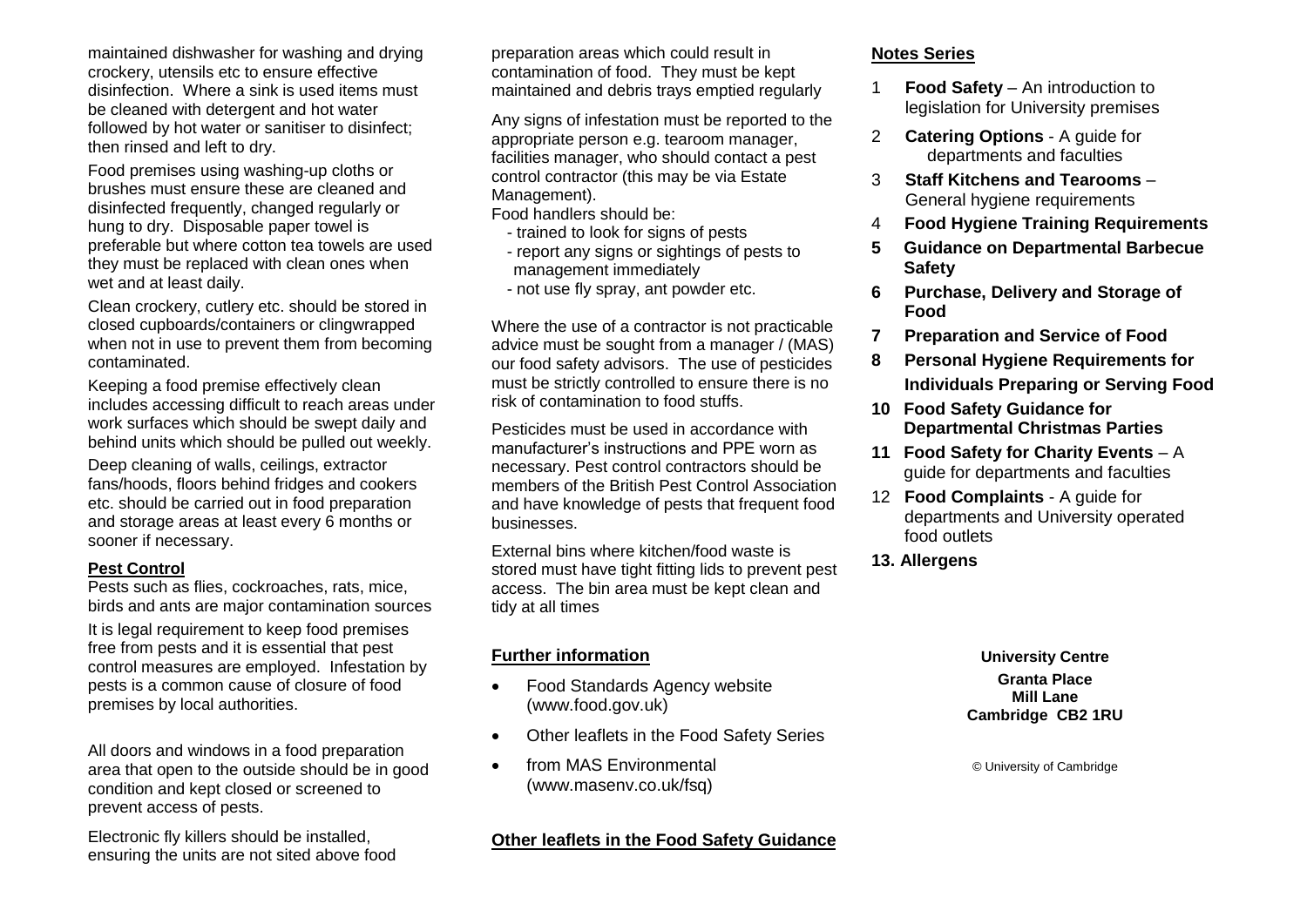maintained dishwasher for washing and drying crockery, utensils etc to ensure effective disinfection. Where a sink is used items must be cleaned with detergent and hot water followed by hot water or sanitiser to disinfect; then rinsed and left to dry.

Food premises using washing-up cloths or brushes must ensure these are cleaned and disinfected frequently, changed regularly or hung to dry. Disposable paper towel is preferable but where cotton tea towels are used they must be replaced with clean ones when wet and at least daily.

Clean crockery, cutlery etc. should be stored in closed cupboards/containers or clingwrapped when not in use to prevent them from becoming contaminated.

Keeping a food premise effectively clean includes accessing difficult to reach areas under work surfaces which should be swept daily and behind units which should be pulled out weekly.

Deep cleaning of walls, ceilings, extractor fans/hoods, floors behind fridges and cookers etc. should be carried out in food preparation and storage areas at least every 6 months or sooner if necessary.

## Pest Control

Pests such as flies, cockroaches, rats, mice, birds and ants are major contamination sources

It is legal requirement to keep food premises free from pests and it is essential that pest control measures are employed. Infestation by pests is a common cause of closure of food premises by local authorities.

All doors and windows in a food preparation area that open to the outside should be in good condition and kept closed or screened to prevent access of pests.

Electronic fly killers should be installed, ensuring the units are not sited above food preparation areas which could result in contamination of food. They must be kept maintained and debris trays emptied regularly

Any signs of infestation must be reported to the appropriate person e.g. tearoom manager, facilities manager, who should contact a pest control contractor (this may be via Estate Management).

Food handlers should be:

- trained to look for signs of pests
- report any signs or sightings of pests to management immediately
- not use fly spray, ant powder etc.

Where the use of a contractor is not practicable advice must be sought from a manager / (MAS) our food safety advisors. The use of pesticides must be strictly controlled to ensure there is no risk of contamination to food stuffs.

Pesticides must be used in accordance with manufacturer's instructions and PPE worn as necessary. Pest control contractors should be members of the British Pest Control Association and have knowledge of pests that frequent food businesses.

External bins where kitchen/food waste is stored must have tight fitting lids to prevent pest access. The bin area must be kept clean and tidy at all times

## Further information

- Food Standards Agency website (www.food.gov.uk)
- Other leaflets in the Food Safety Series
- from MAS Environmental (www.masenv.co.uk/fsq)

## Other leaflets in the Food Safety Guidance

## Notes Series

1 **Food Safety** – An introduction to legislation for University premises
2 **Catering Options** - A guide for departments and faculties
3 **Staff Kitchens and Tearooms** – General hygiene requirements
4 **Food Hygiene Training Requirements**
**5 Guidance on Departmental Barbecue Safety**
**6 Purchase, Delivery and Storage of Food**
**7 Preparation and Service of Food**
**8 Personal Hygiene Requirements for Individuals Preparing or Serving Food**
**10 Food Safety Guidance for Departmental Christmas Parties**
**11 Food Safety for Charity Events** – A guide for departments and faculties
12 **Food Complaints** - A guide for departments and University operated food outlets
**13. Allergens**

**University Centre**
**Granta Place**
**Mill Lane**
**Cambridge CB2 1RU**

© University of Cambridge